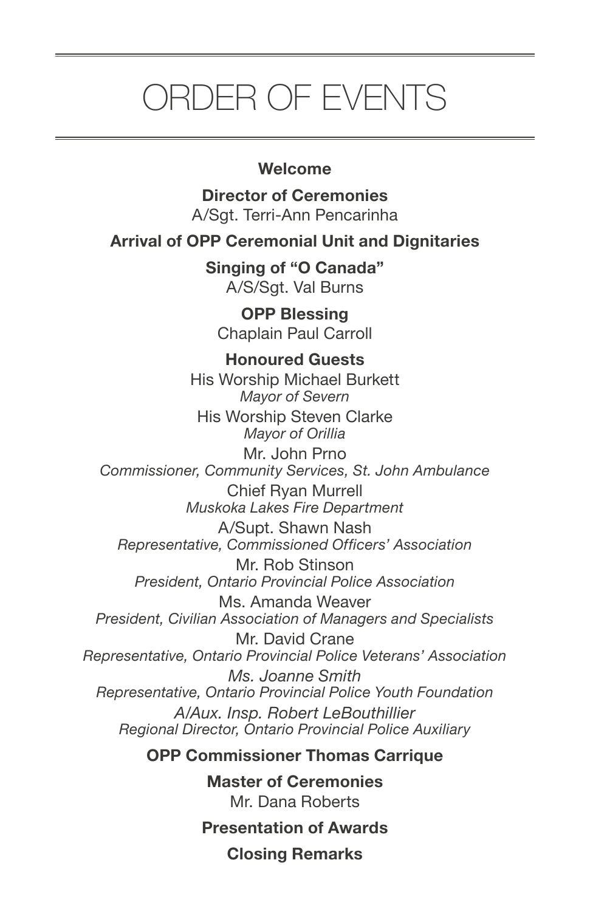# ORDER OF EVENTS

**Welcome**

**Director of Ceremonies**
A/Sgt. Terri-Ann Pencarinha

**Arrival of OPP Ceremonial Unit and Dignitaries**

**Singing of "O Canada"**
A/S/Sgt. Val Burns

**OPP Blessing**
Chaplain Paul Carroll

**Honoured Guests**

His Worship Michael Burkett
*Mayor of Severn*

His Worship Steven Clarke
*Mayor of Orillia*

Mr. John Prno
*Commissioner, Community Services, St. John Ambulance*

Chief Ryan Murrell
*Muskoka Lakes Fire Department*

A/Supt. Shawn Nash
*Representative, Commissioned Officers' Association*

Mr. Rob Stinson
*President, Ontario Provincial Police Association*

Ms. Amanda Weaver
*President, Civilian Association of Managers and Specialists*

Mr. David Crane
*Representative, Ontario Provincial Police Veterans' Association*

*Ms. Joanne Smith*
*Representative, Ontario Provincial Police Youth Foundation*

*A/Aux. Insp. Robert LeBouthillier*
*Regional Director, Ontario Provincial Police Auxiliary*

**OPP Commissioner Thomas Carrique**

**Master of Ceremonies**
Mr. Dana Roberts

**Presentation of Awards**

**Closing Remarks**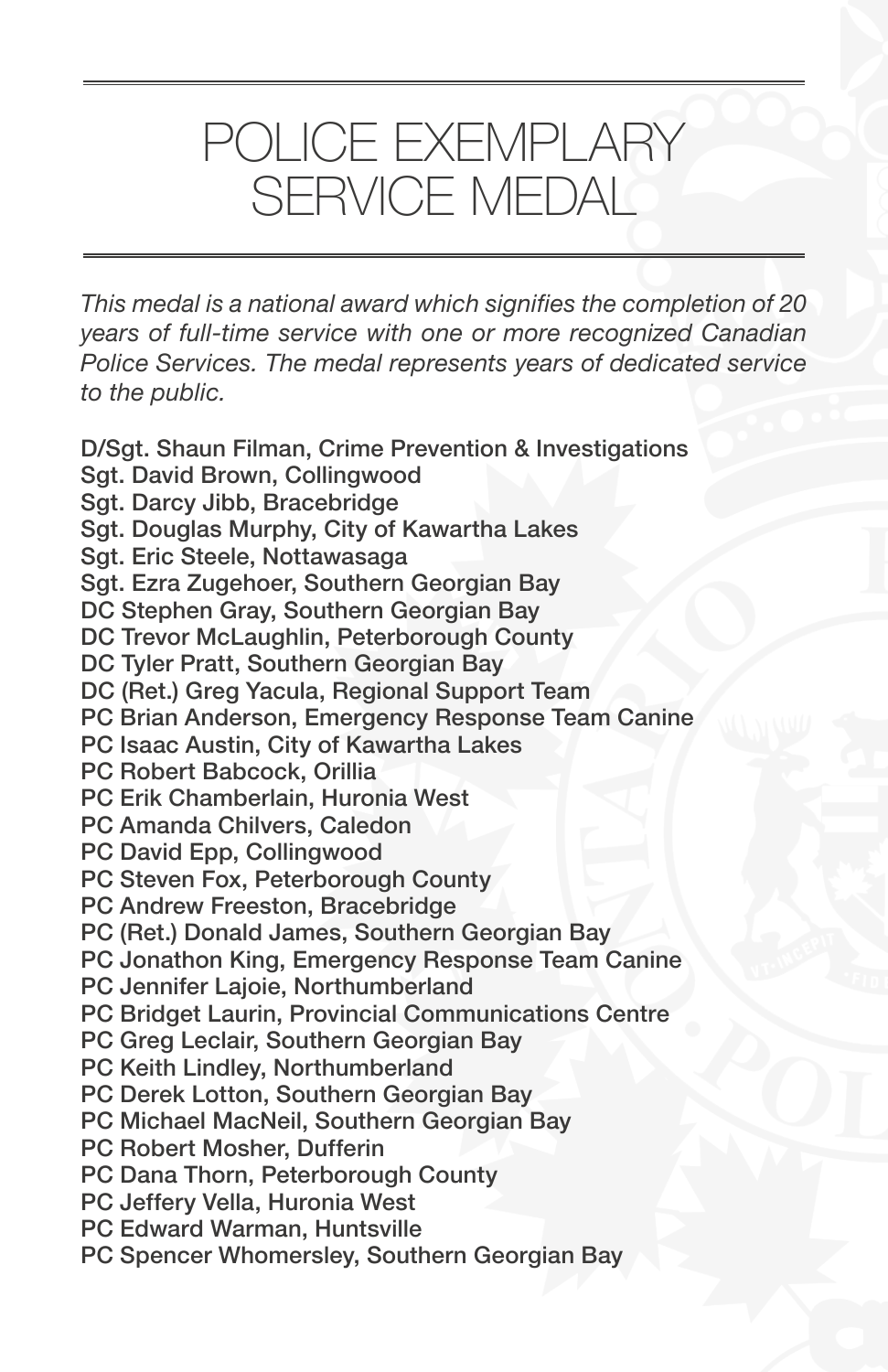# POLICE EXEMPLARY SERVICE MEDAL

*This medal is a national award which signifies the completion of 20 years of full-time service with one or more recognized Canadian Police Services. The medal represents years of dedicated service to the public.*

**D/Sgt. Shaun Filman, Crime Prevention & Investigations**
**Sgt. David Brown, Collingwood**
**Sgt. Darcy Jibb, Bracebridge**
**Sgt. Douglas Murphy, City of Kawartha Lakes**
**Sgt. Eric Steele, Nottawasaga**
**Sgt. Ezra Zugehoer, Southern Georgian Bay**
**DC Stephen Gray, Southern Georgian Bay**
**DC Trevor McLaughlin, Peterborough County**
**DC Tyler Pratt, Southern Georgian Bay**
**DC (Ret.) Greg Yacula, Regional Support Team**
**PC Brian Anderson, Emergency Response Team Canine**
**PC Isaac Austin, City of Kawartha Lakes**
**PC Robert Babcock, Orillia**
**PC Erik Chamberlain, Huronia West**
**PC Amanda Chilvers, Caledon**
**PC David Epp, Collingwood**
**PC Steven Fox, Peterborough County**
**PC Andrew Freeston, Bracebridge**
**PC (Ret.) Donald James, Southern Georgian Bay**
**PC Jonathon King, Emergency Response Team Canine**
**PC Jennifer Lajoie, Northumberland**
**PC Bridget Laurin, Provincial Communications Centre**
**PC Greg Leclair, Southern Georgian Bay**
**PC Keith Lindley, Northumberland**
**PC Derek Lotton, Southern Georgian Bay**
**PC Michael MacNeil, Southern Georgian Bay**
**PC Robert Mosher, Dufferin**
**PC Dana Thorn, Peterborough County**
**PC Jeffery Vella, Huronia West**
**PC Edward Warman, Huntsville**
**PC Spencer Whomersley, Southern Georgian Bay**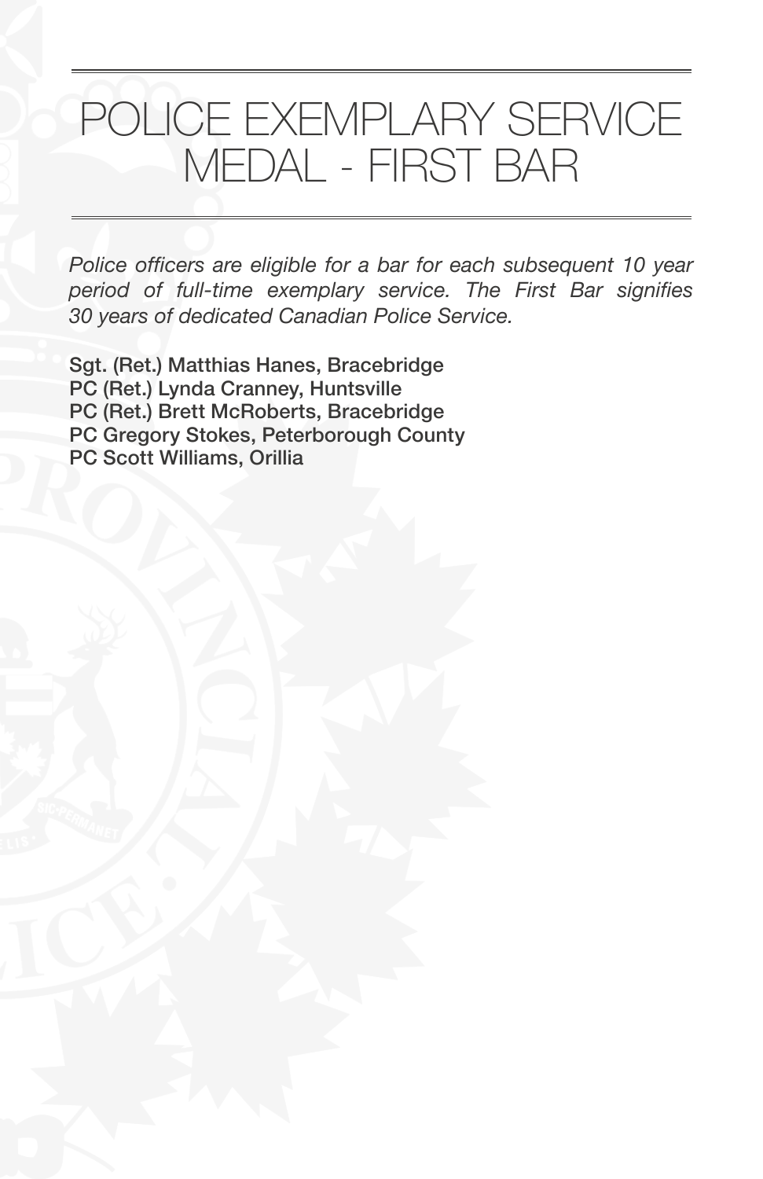# POLICE EXEMPLARY SERVICE MEDAL - FIRST BAR

*Police officers are eligible for a bar for each subsequent 10 year period of full-time exemplary service. The First Bar signifies 30 years of dedicated Canadian Police Service.*

**Sgt. (Ret.) Matthias Hanes, Bracebridge**
**PC (Ret.) Lynda Cranney, Huntsville**
**PC (Ret.) Brett McRoberts, Bracebridge**
**PC Gregory Stokes, Peterborough County**
**PC Scott Williams, Orillia**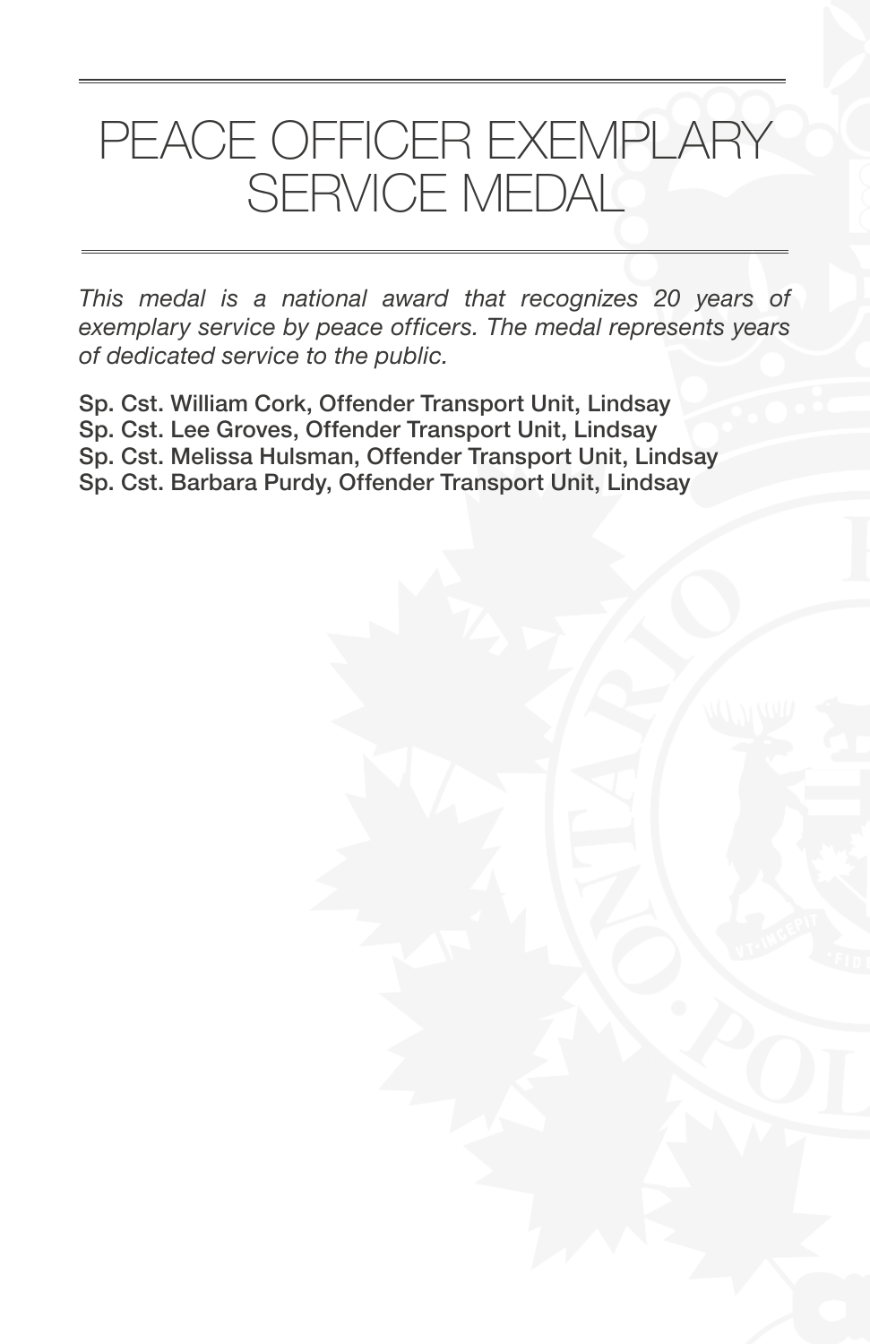# PEACE OFFICER EXEMPLARY SERVICE MEDAL

*This medal is a national award that recognizes 20 years of exemplary service by peace officers. The medal represents years of dedicated service to the public.*

**Sp. Cst. William Cork, Offender Transport Unit, Lindsay**
**Sp. Cst. Lee Groves, Offender Transport Unit, Lindsay**
**Sp. Cst. Melissa Hulsman, Offender Transport Unit, Lindsay**
**Sp. Cst. Barbara Purdy, Offender Transport Unit, Lindsay**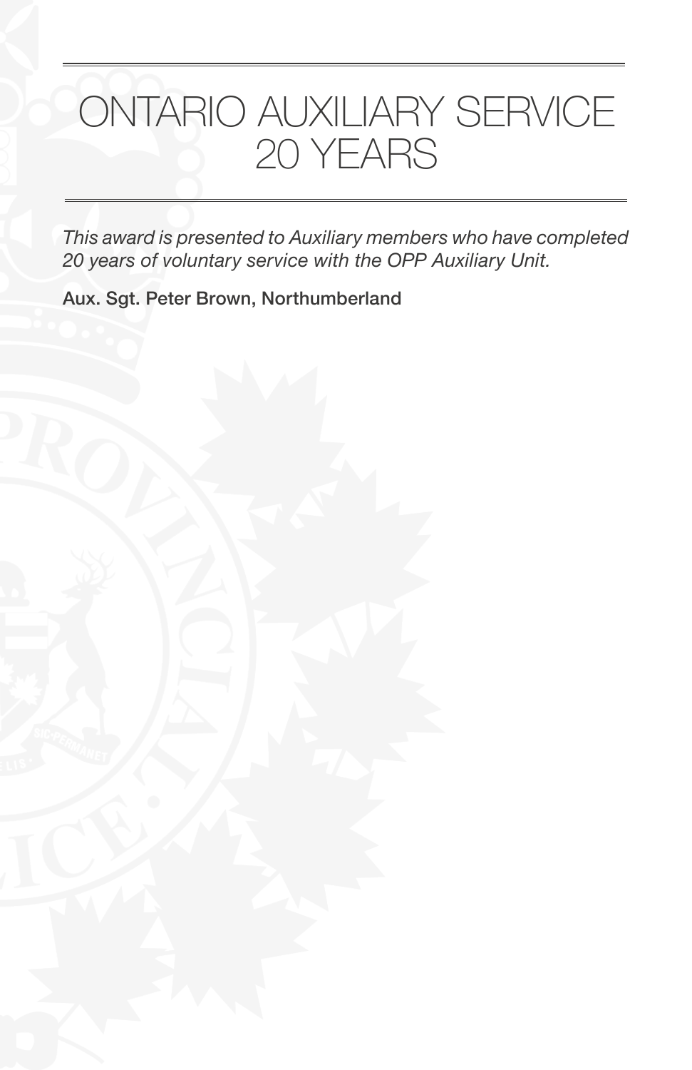# ONTARIO AUXILIARY SERVICE 20 YEARS

*This award is presented to Auxiliary members who have completed 20 years of voluntary service with the OPP Auxiliary Unit.*

**Aux. Sgt. Peter Brown, Northumberland**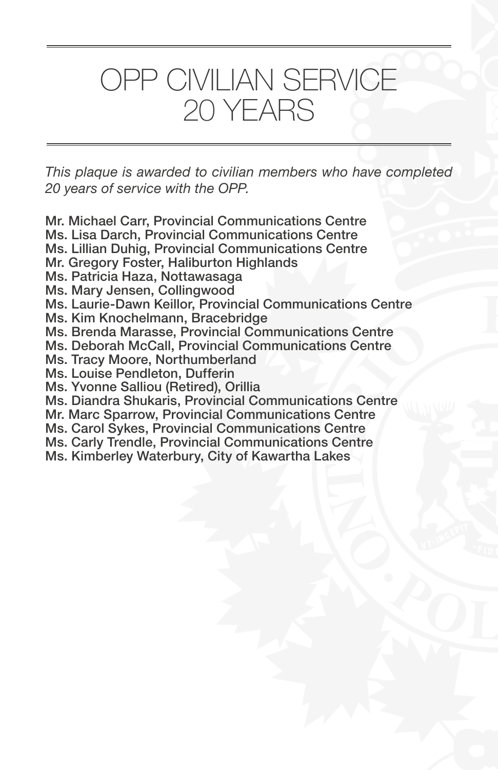# OPP CIVILIAN SERVICE 20 YEARS

*This plaque is awarded to civilian members who have completed 20 years of service with the OPP.*

Mr. Michael Carr, Provincial Communications Centre
Ms. Lisa Darch, Provincial Communications Centre
Ms. Lillian Duhig, Provincial Communications Centre
Mr. Gregory Foster, Haliburton Highlands
Ms. Patricia Haza, Nottawasaga
Ms. Mary Jensen, Collingwood
Ms. Laurie-Dawn Keillor, Provincial Communications Centre
Ms. Kim Knochelmann, Bracebridge
Ms. Brenda Marasse, Provincial Communications Centre
Ms. Deborah McCall, Provincial Communications Centre
Ms. Tracy Moore, Northumberland
Ms. Louise Pendleton, Dufferin
Ms. Yvonne Salliou (Retired), Orillia
Ms. Diandra Shukaris, Provincial Communications Centre
Mr. Marc Sparrow, Provincial Communications Centre
Ms. Carol Sykes, Provincial Communications Centre
Ms. Carly Trendle, Provincial Communications Centre
Ms. Kimberley Waterbury, City of Kawartha Lakes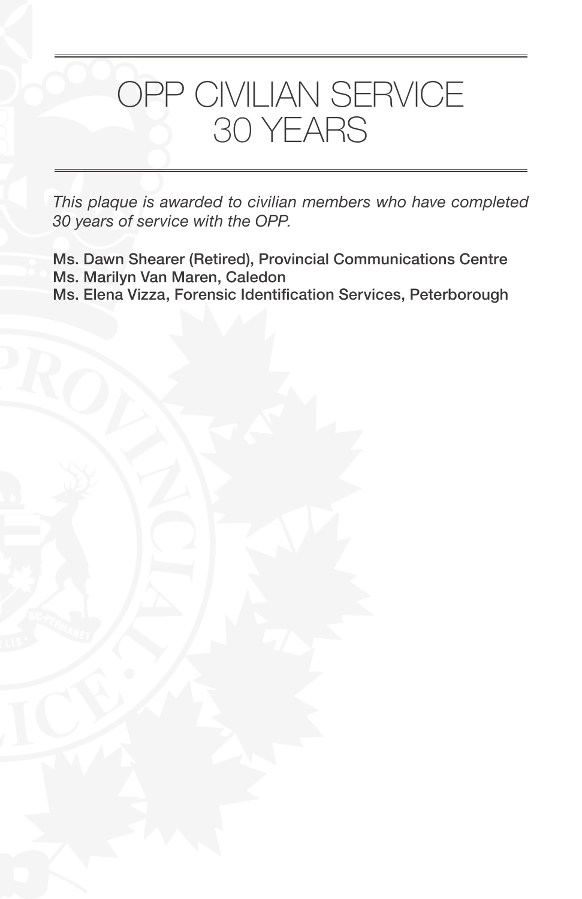# OPP CIVILIAN SERVICE 30 YEARS

*This plaque is awarded to civilian members who have completed 30 years of service with the OPP.*

**Ms. Dawn Shearer (Retired), Provincial Communications Centre**
**Ms. Marilyn Van Maren, Caledon**
**Ms. Elena Vizza, Forensic Identification Services, Peterborough**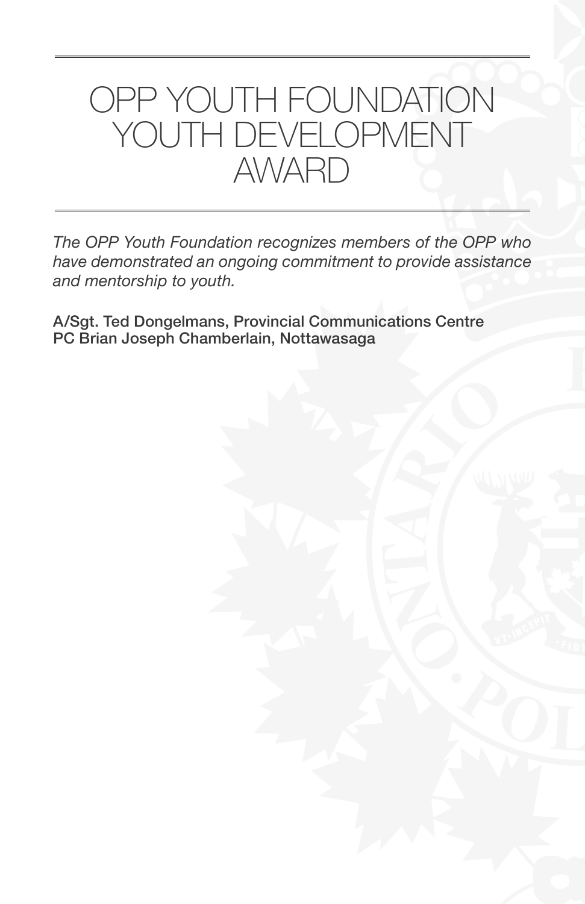# OPP YOUTH FOUNDATION YOUTH DEVELOPMENT AWARD

*The OPP Youth Foundation recognizes members of the OPP who have demonstrated an ongoing commitment to provide assistance and mentorship to youth.*

**A/Sgt. Ted Dongelmans, Provincial Communications Centre**
**PC Brian Joseph Chamberlain, Nottawasaga**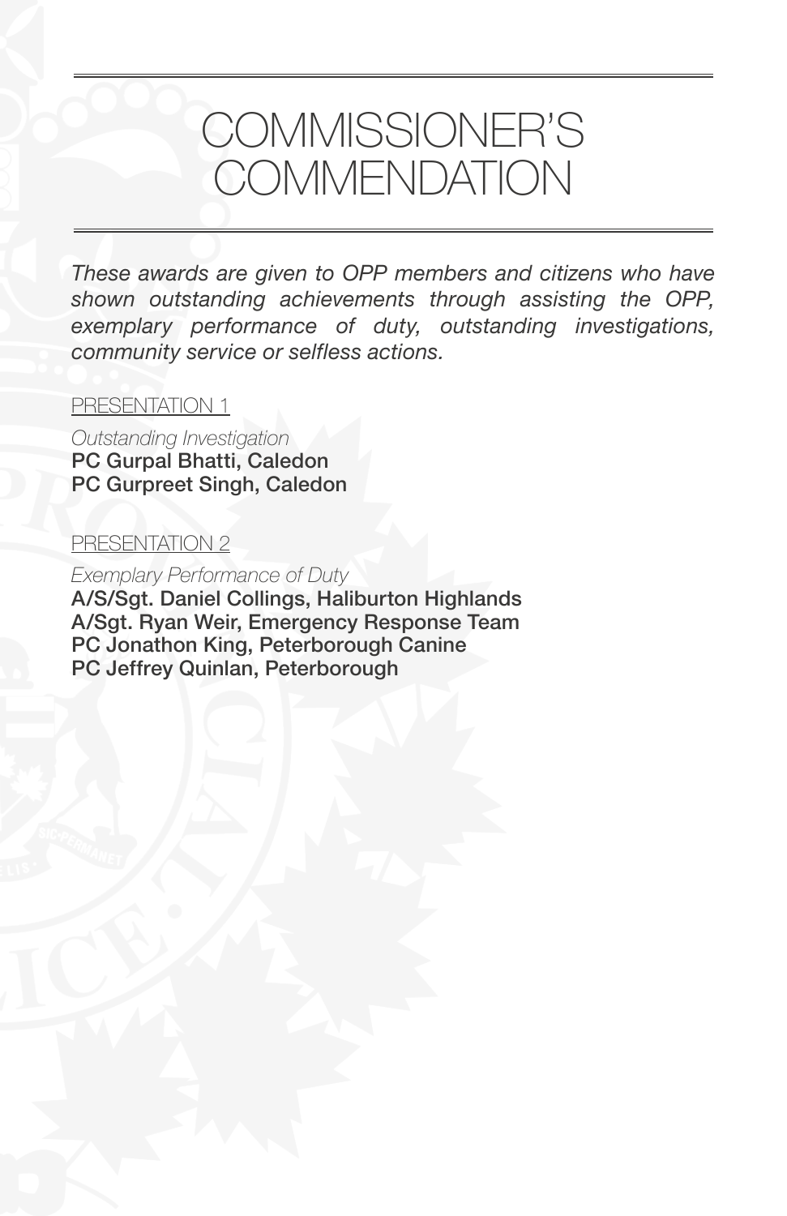# COMMISSIONER'S COMMENDATION

*These awards are given to OPP members and citizens who have shown outstanding achievements through assisting the OPP, exemplary performance of duty, outstanding investigations, community service or selfless actions.*

PRESENTATION 1

*Outstanding Investigation*
**PC Gurpal Bhatti, Caledon**
**PC Gurpreet Singh, Caledon**

PRESENTATION 2

*Exemplary Performance of Duty*
**A/S/Sgt. Daniel Collings, Haliburton Highlands**
**A/Sgt. Ryan Weir, Emergency Response Team**
**PC Jonathon King, Peterborough Canine**
**PC Jeffrey Quinlan, Peterborough**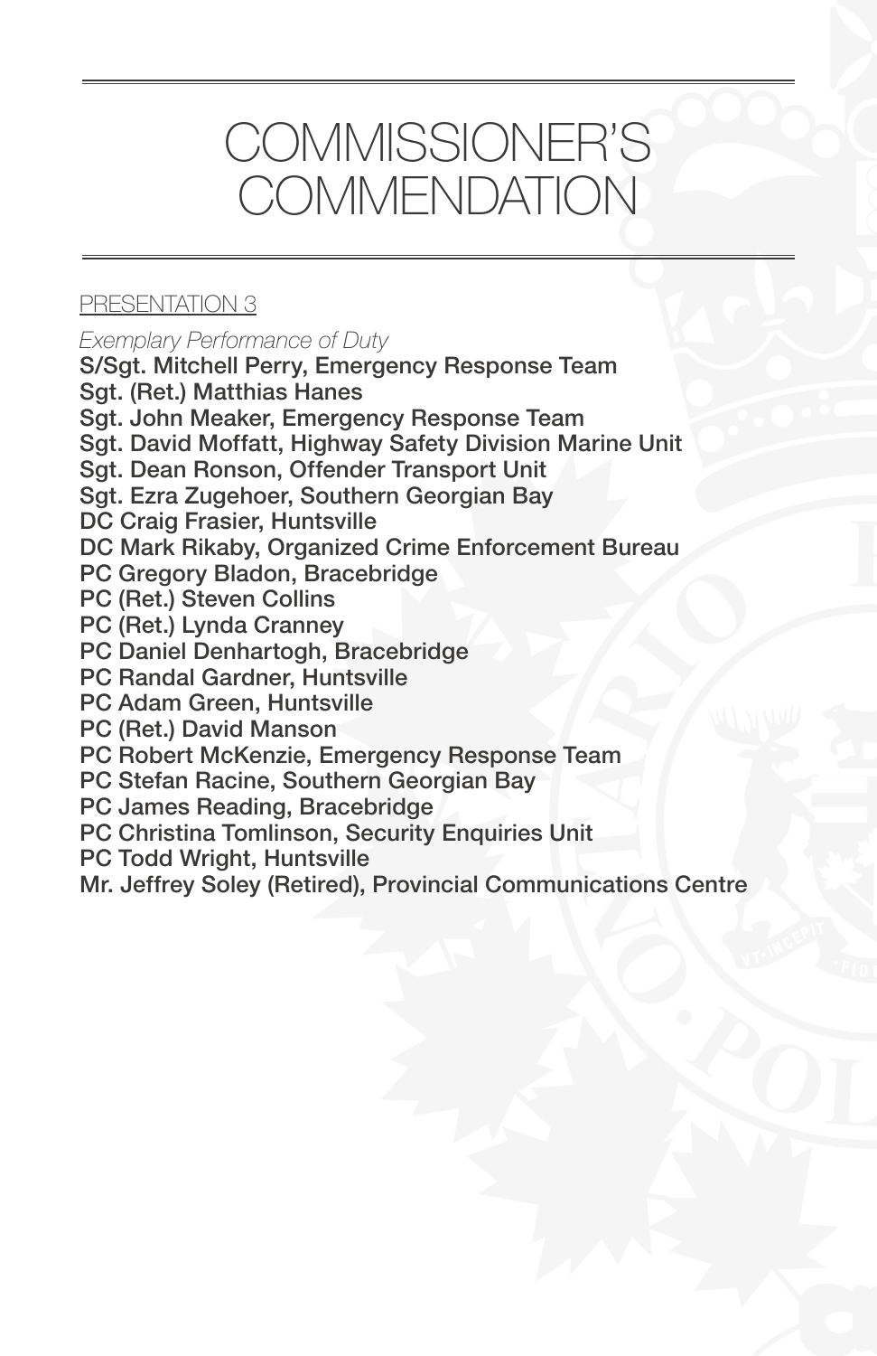# COMMISSIONER'S COMMENDATION

PRESENTATION 3

*Exemplary Performance of Duty*

**S/Sgt. Mitchell Perry, Emergency Response Team**
**Sgt. (Ret.) Matthias Hanes**
**Sgt. John Meaker, Emergency Response Team**
**Sgt. David Moffatt, Highway Safety Division Marine Unit**
**Sgt. Dean Ronson, Offender Transport Unit**
**Sgt. Ezra Zugehoer, Southern Georgian Bay**
**DC Craig Frasier, Huntsville**
**DC Mark Rikaby, Organized Crime Enforcement Bureau**
**PC Gregory Bladon, Bracebridge**
**PC (Ret.) Steven Collins**
**PC (Ret.) Lynda Cranney**
**PC Daniel Denhartogh, Bracebridge**
**PC Randal Gardner, Huntsville**
**PC Adam Green, Huntsville**
**PC (Ret.) David Manson**
**PC Robert McKenzie, Emergency Response Team**
**PC Stefan Racine, Southern Georgian Bay**
**PC James Reading, Bracebridge**
**PC Christina Tomlinson, Security Enquiries Unit**
**PC Todd Wright, Huntsville**
**Mr. Jeffrey Soley (Retired), Provincial Communications Centre**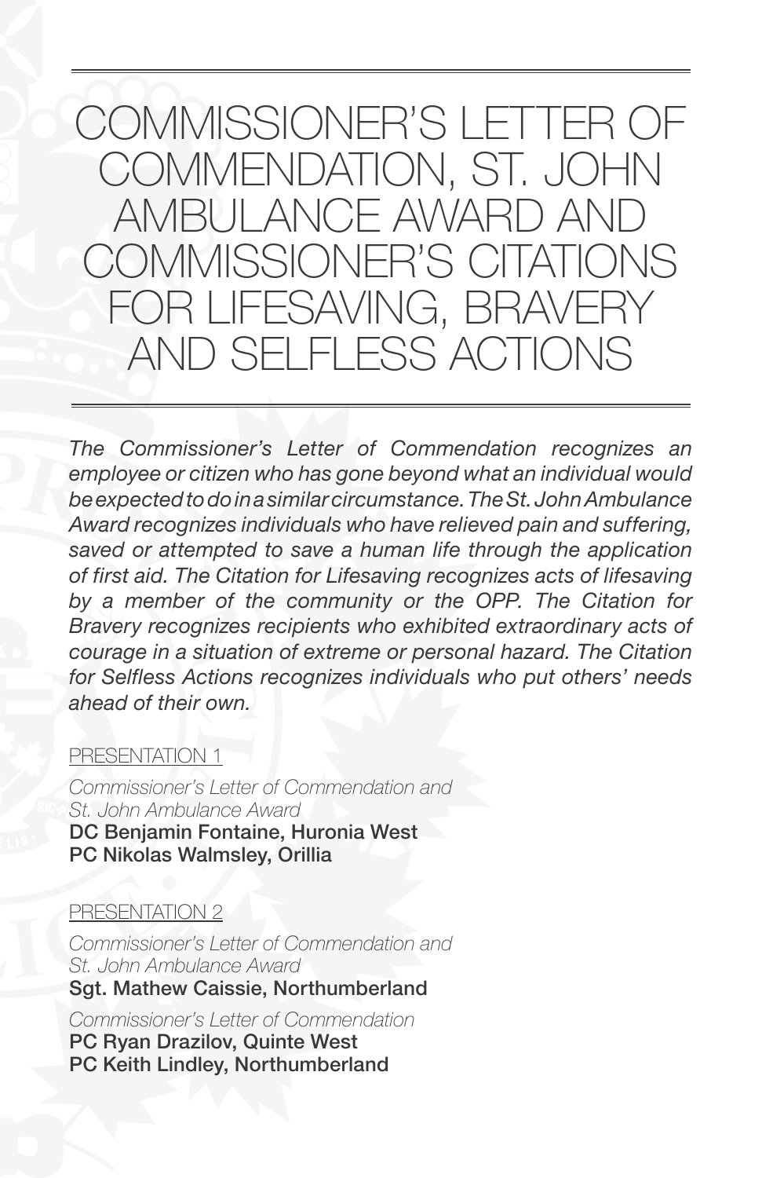# COMMISSIONER'S LETTER OF COMMENDATION, ST. JOHN AMBULANCE AWARD AND COMMISSIONER'S CITATIONS FOR LIFESAVING, BRAVERY AND SELFLESS ACTIONS

*The Commissioner's Letter of Commendation recognizes an employee or citizen who has gone beyond what an individual would be expected to do in a similar circumstance. The St. John Ambulance Award recognizes individuals who have relieved pain and suffering, saved or attempted to save a human life through the application of first aid. The Citation for Lifesaving recognizes acts of lifesaving by a member of the community or the OPP. The Citation for Bravery recognizes recipients who exhibited extraordinary acts of courage in a situation of extreme or personal hazard. The Citation for Selfless Actions recognizes individuals who put others' needs ahead of their own.*

## PRESENTATION 1

*Commissioner's Letter of Commendation and St. John Ambulance Award*

**DC Benjamin Fontaine, Huronia West**
**PC Nikolas Walmsley, Orillia**

## PRESENTATION 2

*Commissioner's Letter of Commendation and St. John Ambulance Award*

**Sgt. Mathew Caissie, Northumberland**

*Commissioner's Letter of Commendation*

**PC Ryan Drazilov, Quinte West**
**PC Keith Lindley, Northumberland**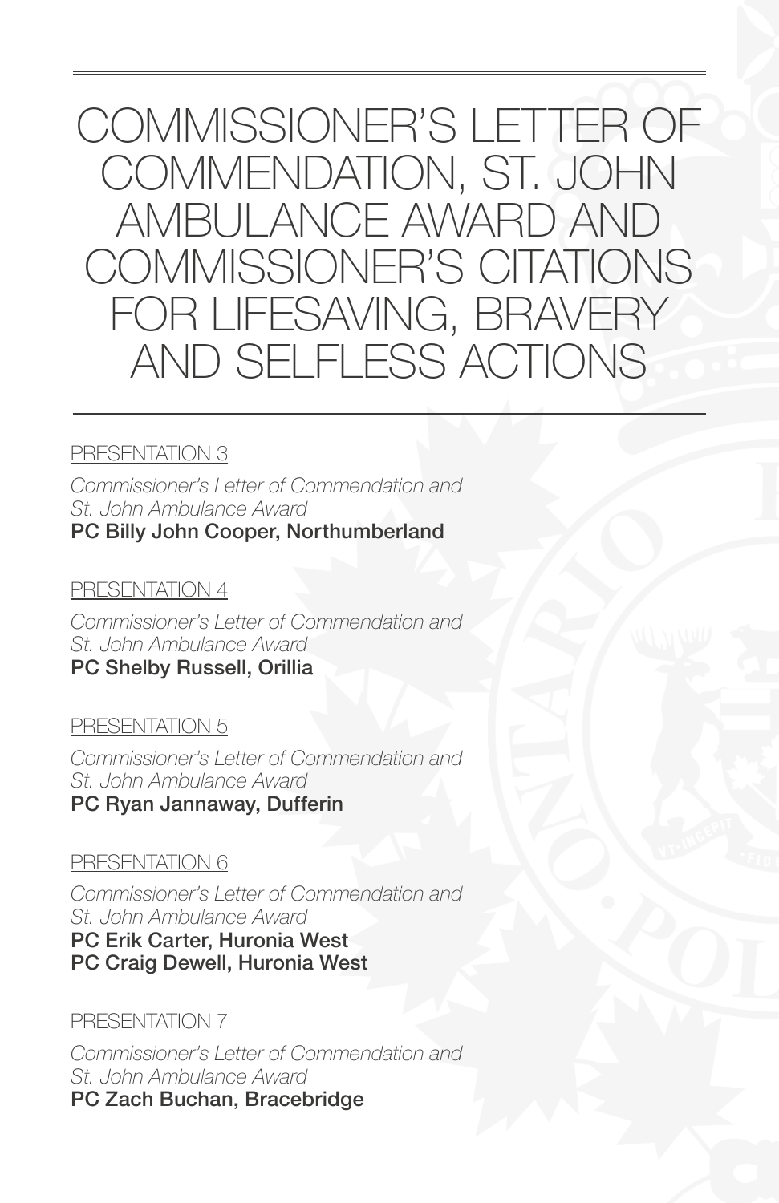# COMMISSIONER'S LETTER OF COMMENDATION, ST. JOHN AMBULANCE AWARD AND COMMISSIONER'S CITATIONS FOR LIFESAVING, BRAVERY AND SELFLESS ACTIONS

PRESENTATION 3

*Commissioner's Letter of Commendation and St. John Ambulance Award*
**PC Billy John Cooper, Northumberland**

PRESENTATION 4

*Commissioner's Letter of Commendation and St. John Ambulance Award*
**PC Shelby Russell, Orillia**

PRESENTATION 5

*Commissioner's Letter of Commendation and St. John Ambulance Award*
**PC Ryan Jannaway, Dufferin**

PRESENTATION 6

*Commissioner's Letter of Commendation and St. John Ambulance Award*
**PC Erik Carter, Huronia West**
**PC Craig Dewell, Huronia West**

PRESENTATION 7

*Commissioner's Letter of Commendation and St. John Ambulance Award*
**PC Zach Buchan, Bracebridge**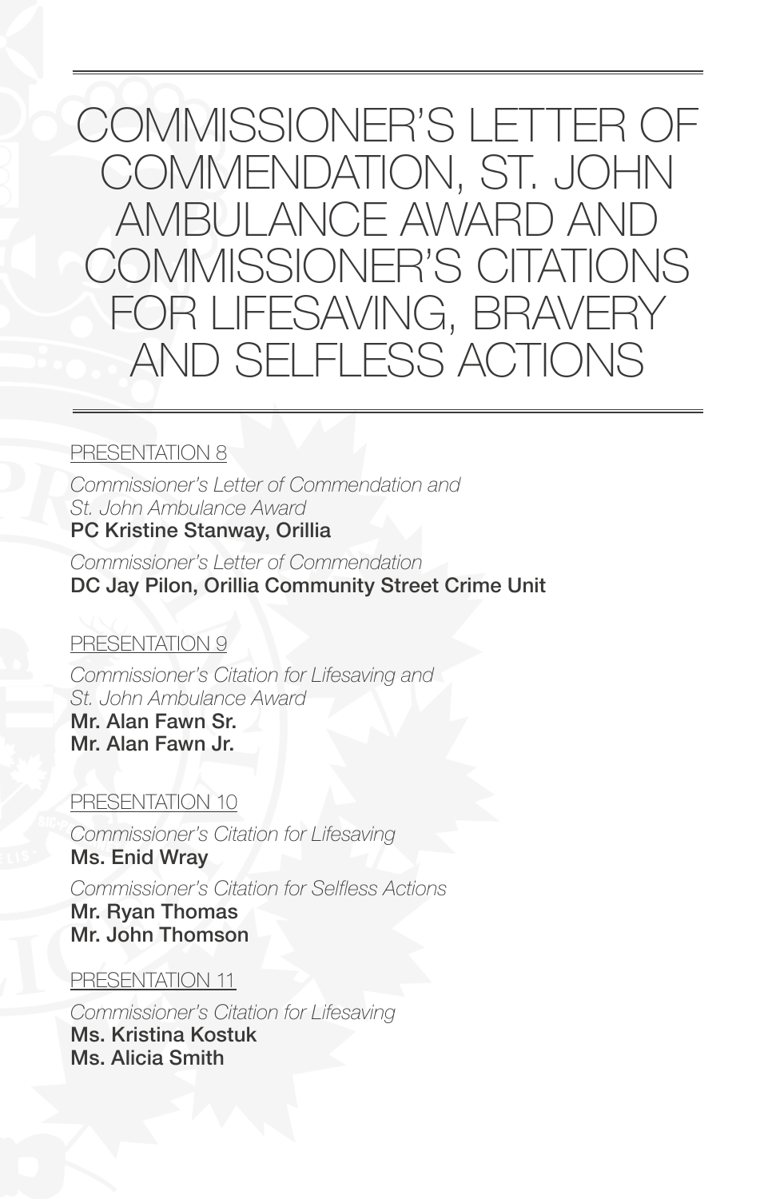# COMMISSIONER'S LETTER OF COMMENDATION, ST. JOHN AMBULANCE AWARD AND COMMISSIONER'S CITATIONS FOR LIFESAVING, BRAVERY AND SELFLESS ACTIONS

PRESENTATION 8

*Commissioner's Letter of Commendation and St. John Ambulance Award*
**PC Kristine Stanway, Orillia**

*Commissioner's Letter of Commendation*
**DC Jay Pilon, Orillia Community Street Crime Unit**

PRESENTATION 9

*Commissioner's Citation for Lifesaving and St. John Ambulance Award*
**Mr. Alan Fawn Sr.**
**Mr. Alan Fawn Jr.**

PRESENTATION 10

*Commissioner's Citation for Lifesaving*
**Ms. Enid Wray**

*Commissioner's Citation for Selfless Actions*
**Mr. Ryan Thomas**
**Mr. John Thomson**

PRESENTATION 11

*Commissioner's Citation for Lifesaving*
**Ms. Kristina Kostuk**
**Ms. Alicia Smith**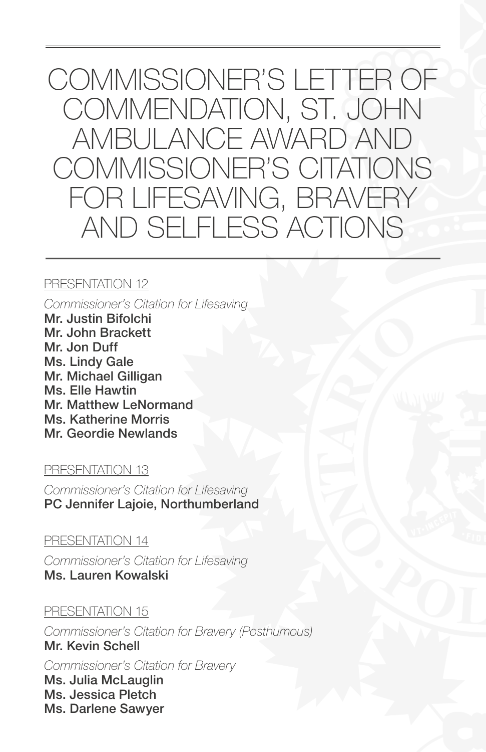# COMMISSIONER'S LETTER OF COMMENDATION, ST. JOHN AMBULANCE AWARD AND COMMISSIONER'S CITATIONS FOR LIFESAVING, BRAVERY AND SELFLESS ACTIONS

PRESENTATION 12

*Commissioner's Citation for Lifesaving*

**Mr. Justin Bifolchi**
**Mr. John Brackett**
**Mr. Jon Duff**
**Ms. Lindy Gale**
**Mr. Michael Gilligan**
**Ms. Elle Hawtin**
**Mr. Matthew LeNormand**
**Ms. Katherine Morris**
**Mr. Geordie Newlands**

PRESENTATION 13

*Commissioner's Citation for Lifesaving*

**PC Jennifer Lajoie, Northumberland**

PRESENTATION 14

*Commissioner's Citation for Lifesaving*

**Ms. Lauren Kowalski**

PRESENTATION 15

*Commissioner's Citation for Bravery (Posthumous)*

**Mr. Kevin Schell**

*Commissioner's Citation for Bravery*

**Ms. Julia McLauglin**
**Ms. Jessica Pletch**
**Ms. Darlene Sawyer**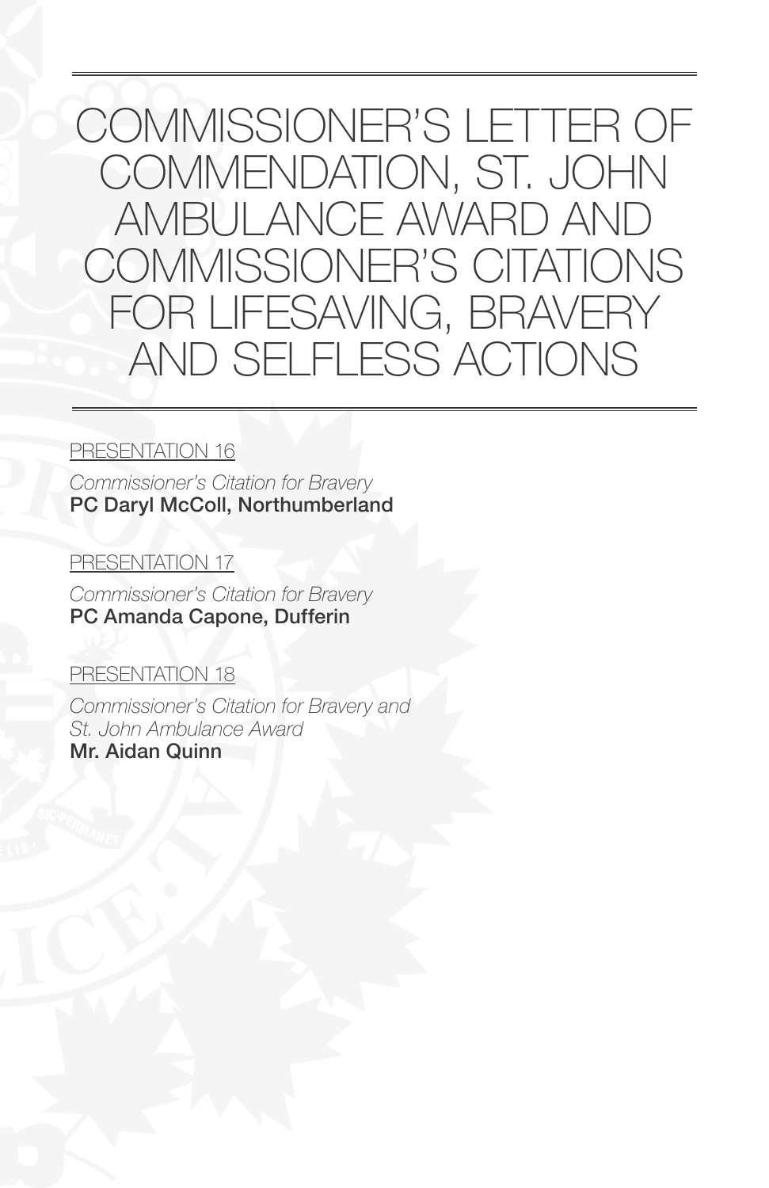# COMMISSIONER'S LETTER OF COMMENDATION, ST. JOHN AMBULANCE AWARD AND COMMISSIONER'S CITATIONS FOR LIFESAVING, BRAVERY AND SELFLESS ACTIONS

PRESENTATION 16

*Commissioner's Citation for Bravery*
**PC Daryl McColl, Northumberland**

PRESENTATION 17

*Commissioner's Citation for Bravery*
**PC Amanda Capone, Dufferin**

PRESENTATION 18

*Commissioner's Citation for Bravery and St. John Ambulance Award*
**Mr. Aidan Quinn**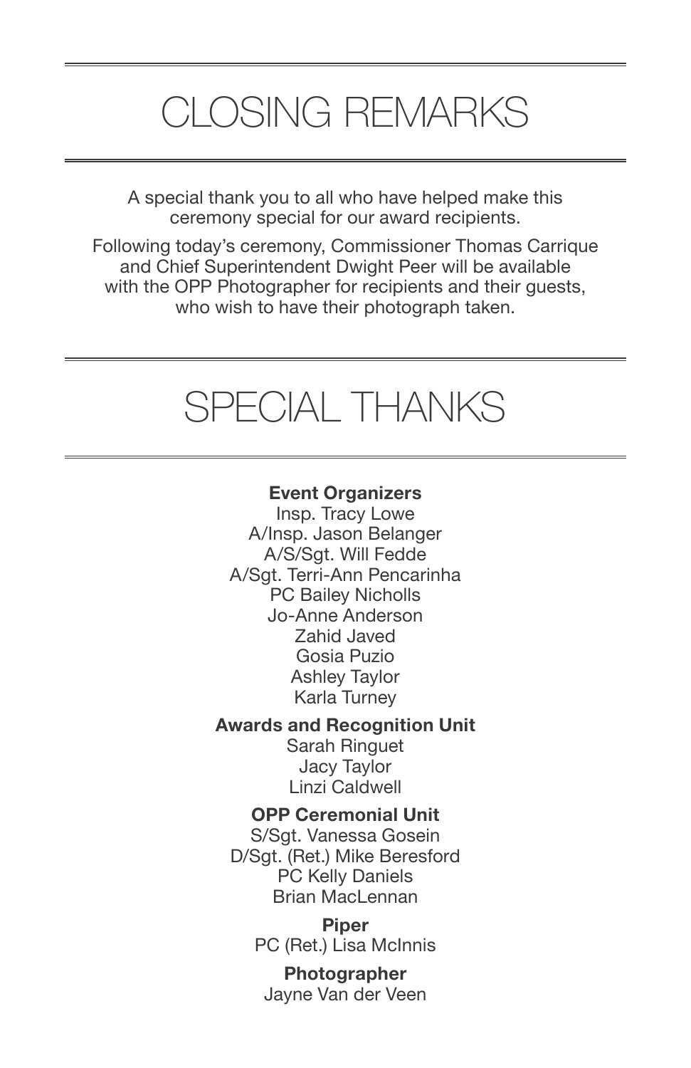# CLOSING REMARKS

A special thank you to all who have helped make this ceremony special for our award recipients.

Following today's ceremony, Commissioner Thomas Carrique and Chief Superintendent Dwight Peer will be available with the OPP Photographer for recipients and their guests, who wish to have their photograph taken.

# SPECIAL THANKS

**Event Organizers**

Insp. Tracy Lowe
A/Insp. Jason Belanger
A/S/Sgt. Will Fedde
A/Sgt. Terri-Ann Pencarinha
PC Bailey Nicholls
Jo-Anne Anderson
Zahid Javed
Gosia Puzio
Ashley Taylor
Karla Turney

**Awards and Recognition Unit**

Sarah Ringuet
Jacy Taylor
Linzi Caldwell

**OPP Ceremonial Unit**

S/Sgt. Vanessa Gosein
D/Sgt. (Ret.) Mike Beresford
PC Kelly Daniels
Brian MacLennan

**Piper**

PC (Ret.) Lisa McInnis

**Photographer**

Jayne Van der Veen